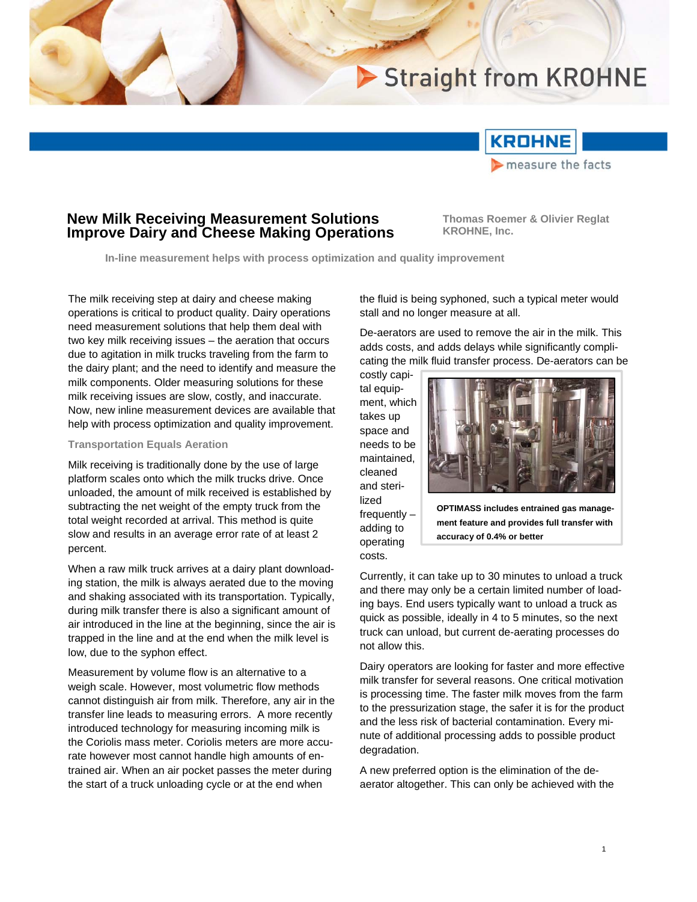# New Milk Receiving Measurement Solutions Improve Dairy and Cheese Making Operations

**Thomas Roemer & Olivier Reglat**
**KROHNE, Inc.**

**In-line measurement helps with process optimization and quality improvement**

The milk receiving step at dairy and cheese making operations is critical to product quality. Dairy operations need measurement solutions that help them deal with two key milk receiving issues – the aeration that occurs due to agitation in milk trucks traveling from the farm to the dairy plant; and the need to identify and measure the milk components. Older measuring solutions for these milk receiving issues are slow, costly, and inaccurate. Now, new inline measurement devices are available that help with process optimization and quality improvement.

## Transportation Equals Aeration

Milk receiving is traditionally done by the use of large platform scales onto which the milk trucks drive. Once unloaded, the amount of milk received is established by subtracting the net weight of the empty truck from the total weight recorded at arrival. This method is quite slow and results in an average error rate of at least 2 percent.

When a raw milk truck arrives at a dairy plant downloading station, the milk is always aerated due to the moving and shaking associated with its transportation. Typically, during milk transfer there is also a significant amount of air introduced in the line at the beginning, since the air is trapped in the line and at the end when the milk level is low, due to the syphon effect.

Measurement by volume flow is an alternative to a weigh scale. However, most volumetric flow methods cannot distinguish air from milk. Therefore, any air in the transfer line leads to measuring errors. A more recently introduced technology for measuring incoming milk is the Coriolis mass meter. Coriolis meters are more accurate however most cannot handle high amounts of entrained air. When an air pocket passes the meter during the start of a truck unloading cycle or at the end when the fluid is being syphoned, such a typical meter would stall and no longer measure at all.

De-aerators are used to remove the air in the milk. This adds costs, and adds delays while significantly complicating the milk fluid transfer process. De-aerators can be costly capital equipment, which takes up space and needs to be maintained, cleaned and sterilized frequently – adding to operating costs.

**OPTIMASS includes entrained gas management feature and provides full transfer with accuracy of 0.4% or better**

Currently, it can take up to 30 minutes to unload a truck and there may only be a certain limited number of loading bays. End users typically want to unload a truck as quick as possible, ideally in 4 to 5 minutes, so the next truck can unload, but current de-aerating processes do not allow this.

Dairy operators are looking for faster and more effective milk transfer for several reasons. One critical motivation is processing time. The faster milk moves from the farm to the pressurization stage, the safer it is for the product and the less risk of bacterial contamination. Every minute of additional processing adds to possible product degradation.

A new preferred option is the elimination of the de-aerator altogether. This can only be achieved with the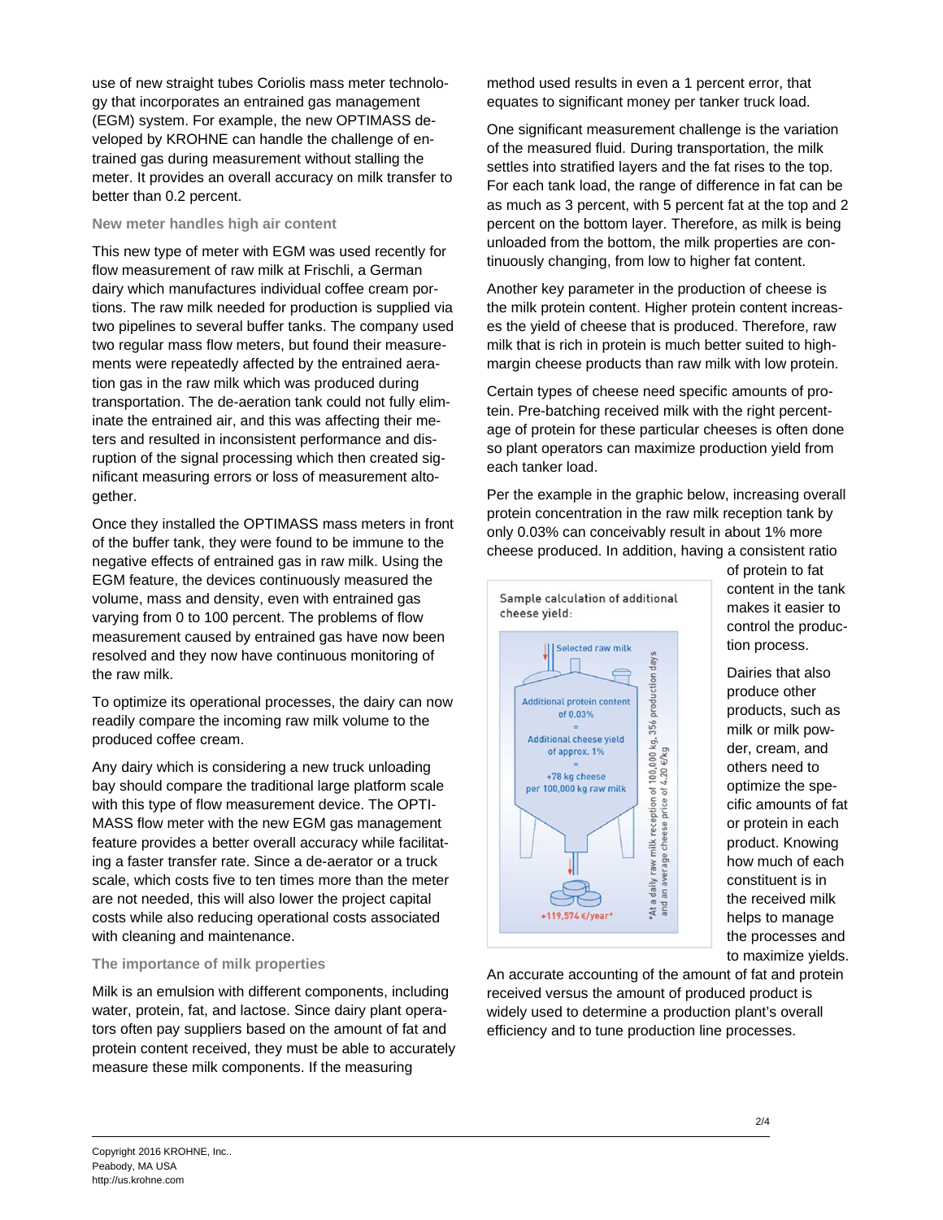use of new straight tubes Coriolis mass meter technology that incorporates an entrained gas management (EGM) system. For example, the new OPTIMASS developed by KROHNE can handle the challenge of entrained gas during measurement without stalling the meter. It provides an overall accuracy on milk transfer to better than 0.2 percent.

### New meter handles high air content

This new type of meter with EGM was used recently for flow measurement of raw milk at Frischli, a German dairy which manufactures individual coffee cream portions. The raw milk needed for production is supplied via two pipelines to several buffer tanks. The company used two regular mass flow meters, but found their measurements were repeatedly affected by the entrained aeration gas in the raw milk which was produced during transportation. The de-aeration tank could not fully eliminate the entrained air, and this was affecting their meters and resulted in inconsistent performance and disruption of the signal processing which then created significant measuring errors or loss of measurement altogether.

Once they installed the OPTIMASS mass meters in front of the buffer tank, they were found to be immune to the negative effects of entrained gas in raw milk. Using the EGM feature, the devices continuously measured the volume, mass and density, even with entrained gas varying from 0 to 100 percent. The problems of flow measurement caused by entrained gas have now been resolved and they now have continuous monitoring of the raw milk.

To optimize its operational processes, the dairy can now readily compare the incoming raw milk volume to the produced coffee cream.

Any dairy which is considering a new truck unloading bay should compare the traditional large platform scale with this type of flow measurement device. The OPTIMASS flow meter with the new EGM gas management feature provides a better overall accuracy while facilitating a faster transfer rate. Since a de-aerator or a truck scale, which costs five to ten times more than the meter are not needed, this will also lower the project capital costs while also reducing operational costs associated with cleaning and maintenance.

### The importance of milk properties

Milk is an emulsion with different components, including water, protein, fat, and lactose. Since dairy plant operators often pay suppliers based on the amount of fat and protein content received, they must be able to accurately measure these milk components. If the measuring method used results in even a 1 percent error, that equates to significant money per tanker truck load.

One significant measurement challenge is the variation of the measured fluid. During transportation, the milk settles into stratified layers and the fat rises to the top. For each tank load, the range of difference in fat can be as much as 3 percent, with 5 percent fat at the top and 2 percent on the bottom layer. Therefore, as milk is being unloaded from the bottom, the milk properties are continuously changing, from low to higher fat content.

Another key parameter in the production of cheese is the milk protein content. Higher protein content increases the yield of cheese that is produced. Therefore, raw milk that is rich in protein is much better suited to high-margin cheese products than raw milk with low protein.

Certain types of cheese need specific amounts of protein. Pre-batching received milk with the right percentage of protein for these particular cheeses is often done so plant operators can maximize production yield from each tanker load.

Per the example in the graphic below, increasing overall protein concentration in the raw milk reception tank by only 0.03% can conceivably result in about 1% more cheese produced. In addition, having a consistent ratio of protein to fat content in the tank makes it easier to control the production process.

Sample calculation of additional cheese yield:

Selected raw milk

Additional protein content of 0.03%
=
Additional cheese yield of approx. 1%
=
+78 kg cheese per 100,000 kg raw milk

+119,574 €/year*

*At a daily raw milk reception of 100,000 kg, 356 production days and an average cheese price of 4.20 €/kg

Dairies that also produce other products, such as milk or milk powder, cream, and others need to optimize the specific amounts of fat or protein in each product. Knowing how much of each constituent is in the received milk helps to manage the processes and to maximize yields.

An accurate accounting of the amount of fat and protein received versus the amount of produced product is widely used to determine a production plant's overall efficiency and to tune production line processes.

Copyright 2016 KROHNE, Inc..
Peabody, MA USA
http://us.krohne.com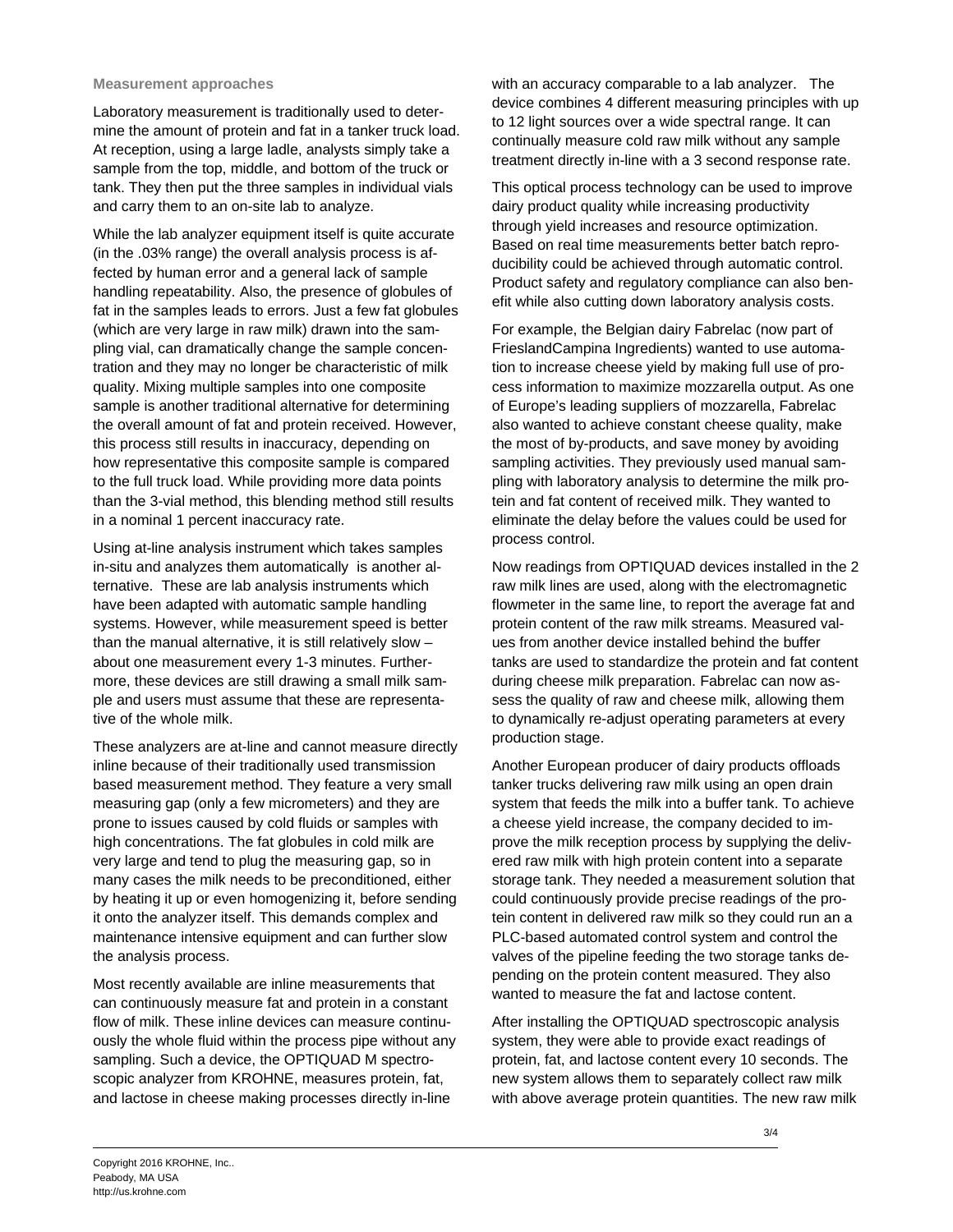### Measurement approaches

Laboratory measurement is traditionally used to determine the amount of protein and fat in a tanker truck load. At reception, using a large ladle, analysts simply take a sample from the top, middle, and bottom of the truck or tank. They then put the three samples in individual vials and carry them to an on-site lab to analyze.

While the lab analyzer equipment itself is quite accurate (in the .03% range) the overall analysis process is affected by human error and a general lack of sample handling repeatability. Also, the presence of globules of fat in the samples leads to errors. Just a few fat globules (which are very large in raw milk) drawn into the sampling vial, can dramatically change the sample concentration and they may no longer be characteristic of milk quality. Mixing multiple samples into one composite sample is another traditional alternative for determining the overall amount of fat and protein received. However, this process still results in inaccuracy, depending on how representative this composite sample is compared to the full truck load. While providing more data points than the 3-vial method, this blending method still results in a nominal 1 percent inaccuracy rate.

Using at-line analysis instrument which takes samples in-situ and analyzes them automatically is another alternative. These are lab analysis instruments which have been adapted with automatic sample handling systems. However, while measurement speed is better than the manual alternative, it is still relatively slow – about one measurement every 1-3 minutes. Furthermore, these devices are still drawing a small milk sample and users must assume that these are representative of the whole milk.

These analyzers are at-line and cannot measure directly inline because of their traditionally used transmission based measurement method. They feature a very small measuring gap (only a few micrometers) and they are prone to issues caused by cold fluids or samples with high concentrations. The fat globules in cold milk are very large and tend to plug the measuring gap, so in many cases the milk needs to be preconditioned, either by heating it up or even homogenizing it, before sending it onto the analyzer itself. This demands complex and maintenance intensive equipment and can further slow the analysis process.

Most recently available are inline measurements that can continuously measure fat and protein in a constant flow of milk. These inline devices can measure continuously the whole fluid within the process pipe without any sampling. Such a device, the OPTIQUAD M spectroscopic analyzer from KROHNE, measures protein, fat, and lactose in cheese making processes directly in-line with an accuracy comparable to a lab analyzer. The device combines 4 different measuring principles with up to 12 light sources over a wide spectral range. It can continually measure cold raw milk without any sample treatment directly in-line with a 3 second response rate.

This optical process technology can be used to improve dairy product quality while increasing productivity through yield increases and resource optimization. Based on real time measurements better batch reproducibility could be achieved through automatic control. Product safety and regulatory compliance can also benefit while also cutting down laboratory analysis costs.

For example, the Belgian dairy Fabrelac (now part of FrieslandCampina Ingredients) wanted to use automation to increase cheese yield by making full use of process information to maximize mozzarella output. As one of Europe's leading suppliers of mozzarella, Fabrelac also wanted to achieve constant cheese quality, make the most of by-products, and save money by avoiding sampling activities. They previously used manual sampling with laboratory analysis to determine the milk protein and fat content of received milk. They wanted to eliminate the delay before the values could be used for process control.

Now readings from OPTIQUAD devices installed in the 2 raw milk lines are used, along with the electromagnetic flowmeter in the same line, to report the average fat and protein content of the raw milk streams. Measured values from another device installed behind the buffer tanks are used to standardize the protein and fat content during cheese milk preparation. Fabrelac can now assess the quality of raw and cheese milk, allowing them to dynamically re-adjust operating parameters at every production stage.

Another European producer of dairy products offloads tanker trucks delivering raw milk using an open drain system that feeds the milk into a buffer tank. To achieve a cheese yield increase, the company decided to improve the milk reception process by supplying the delivered raw milk with high protein content into a separate storage tank. They needed a measurement solution that could continuously provide precise readings of the protein content in delivered raw milk so they could run an a PLC-based automated control system and control the valves of the pipeline feeding the two storage tanks depending on the protein content measured. They also wanted to measure the fat and lactose content.

After installing the OPTIQUAD spectroscopic analysis system, they were able to provide exact readings of protein, fat, and lactose content every 10 seconds. The new system allows them to separately collect raw milk with above average protein quantities. The new raw milk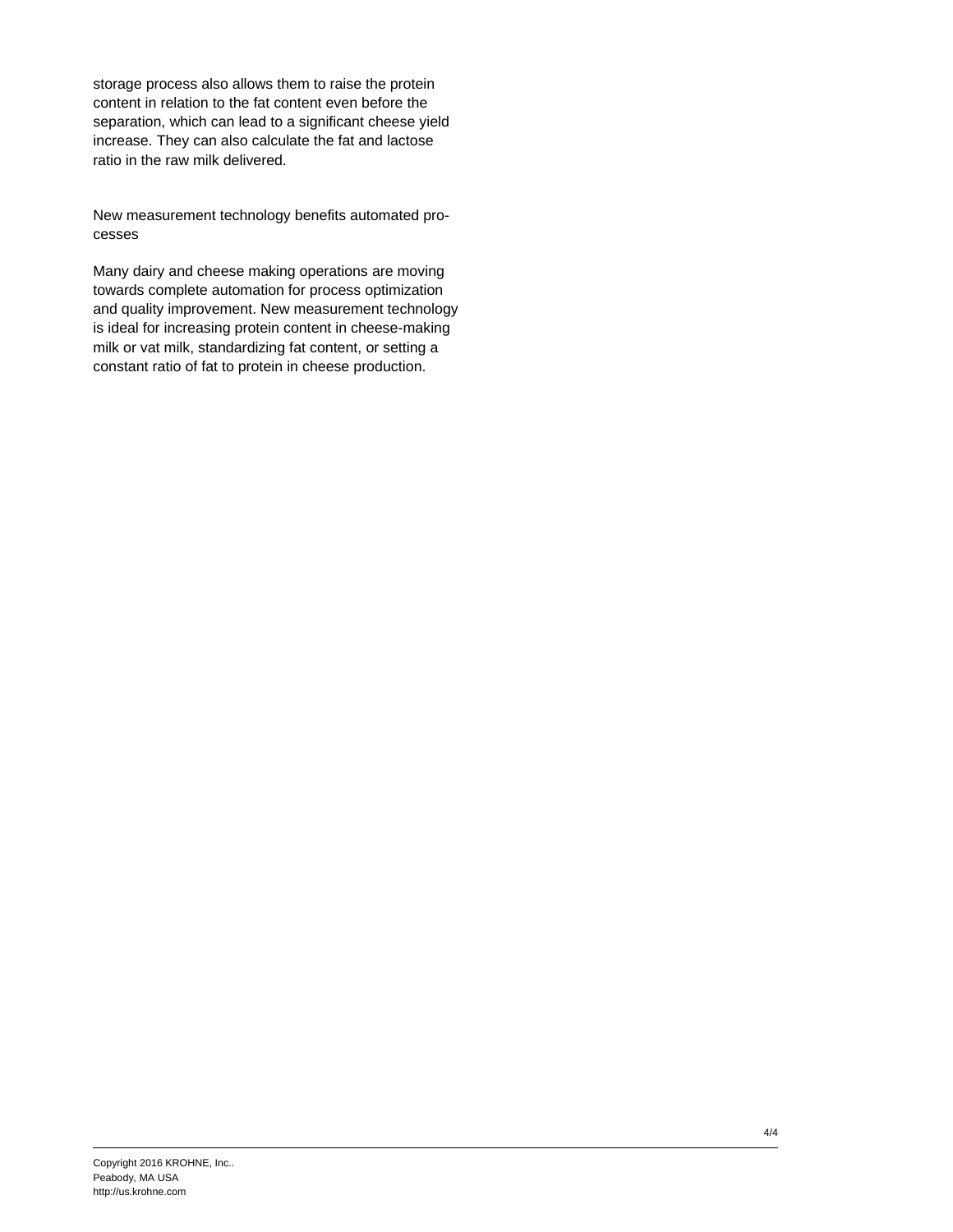storage process also allows them to raise the protein content in relation to the fat content even before the separation, which can lead to a significant cheese yield increase. They can also calculate the fat and lactose ratio in the raw milk delivered.

## New measurement technology benefits automated processes

Many dairy and cheese making operations are moving towards complete automation for process optimization and quality improvement. New measurement technology is ideal for increasing protein content in cheese-making milk or vat milk, standardizing fat content, or setting a constant ratio of fat to protein in cheese production.

Copyright 2016 KROHNE, Inc..
Peabody, MA USA
http://us.krohne.com